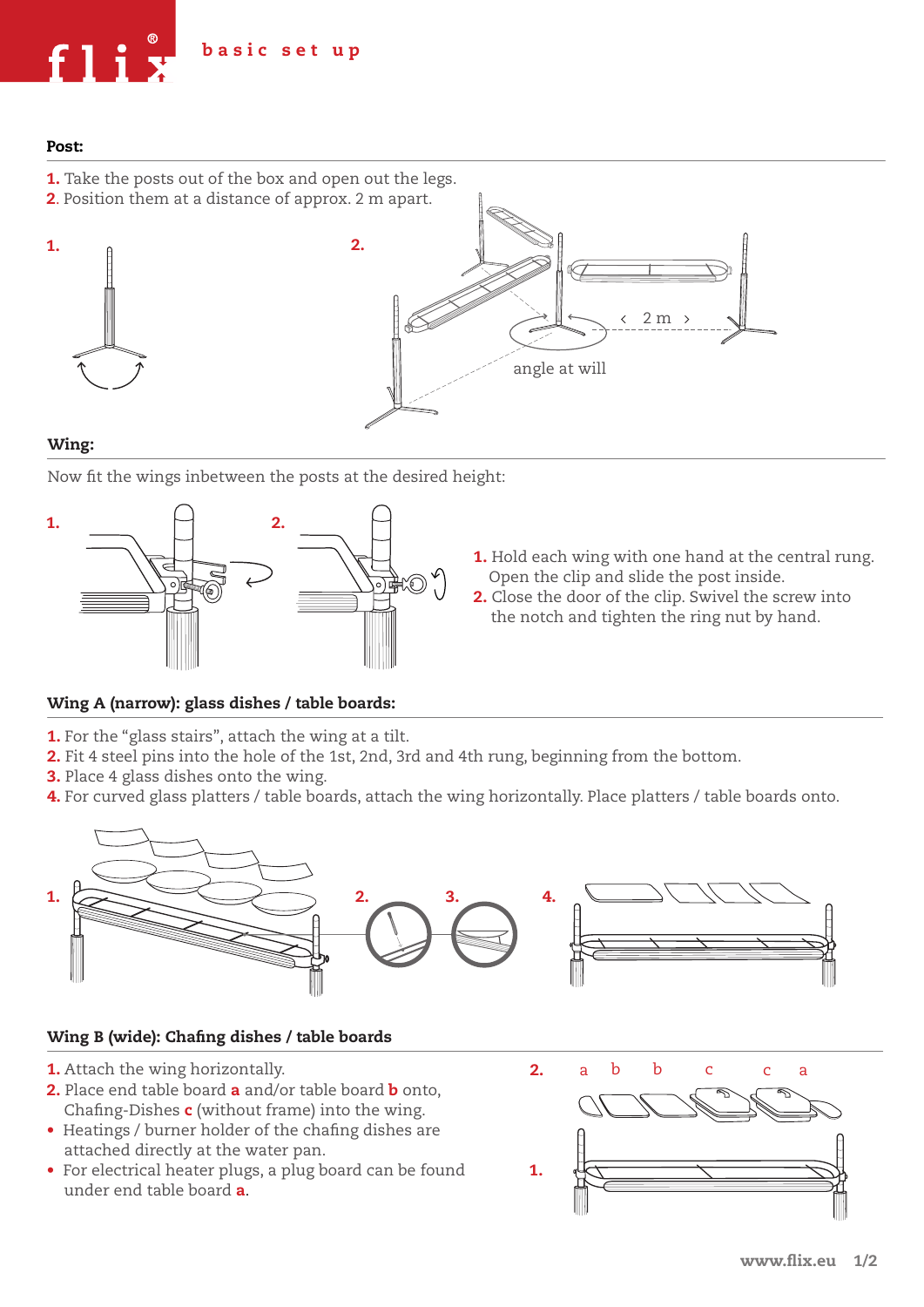# flix® basic set up

## Post:

**1.** Take the posts out of the box and open out the legs.
**2.** Position them at a distance of approx. 2 m apart.

1. 2.

‹ 2 m ›

angle at will

## Wing:

Now fit the wings inbetween the posts at the desired height:

1. 2.

**1.** Hold each wing with one hand at the central rung. Open the clip and slide the post inside.
**2.** Close the door of the clip. Swivel the screw into the notch and tighten the ring nut by hand.

## Wing A (narrow): glass dishes / table boards:

**1.** For the “glass stairs”, attach the wing at a tilt.
**2.** Fit 4 steel pins into the hole of the 1st, 2nd, 3rd and 4th rung, beginning from the bottom.
**3.** Place 4 glass dishes onto the wing.
**4.** For curved glass platters / table boards, attach the wing horizontally. Place platters / table boards onto.

1. 2. 3. 4.

## Wing B (wide): Chafing dishes / table boards

**1.** Attach the wing horizontally.
**2.** Place end table board **a** and/or table board **b** onto, Chafing-Dishes **c** (without frame) into the wing.
- Heatings / burner holder of the chafing dishes are attached directly at the water pan.
- For electrical heater plugs, a plug board can be found under end table board **a**.

2. a b b c c a

1.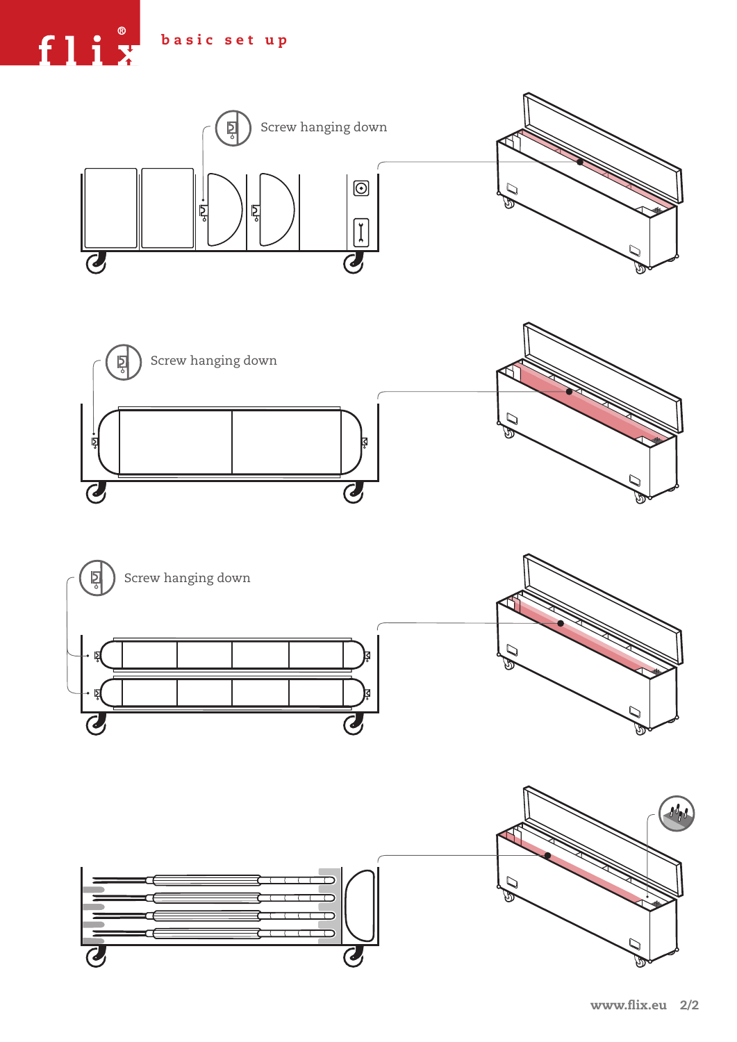flix®

basic set up

Screw hanging down

Screw hanging down

Screw hanging down